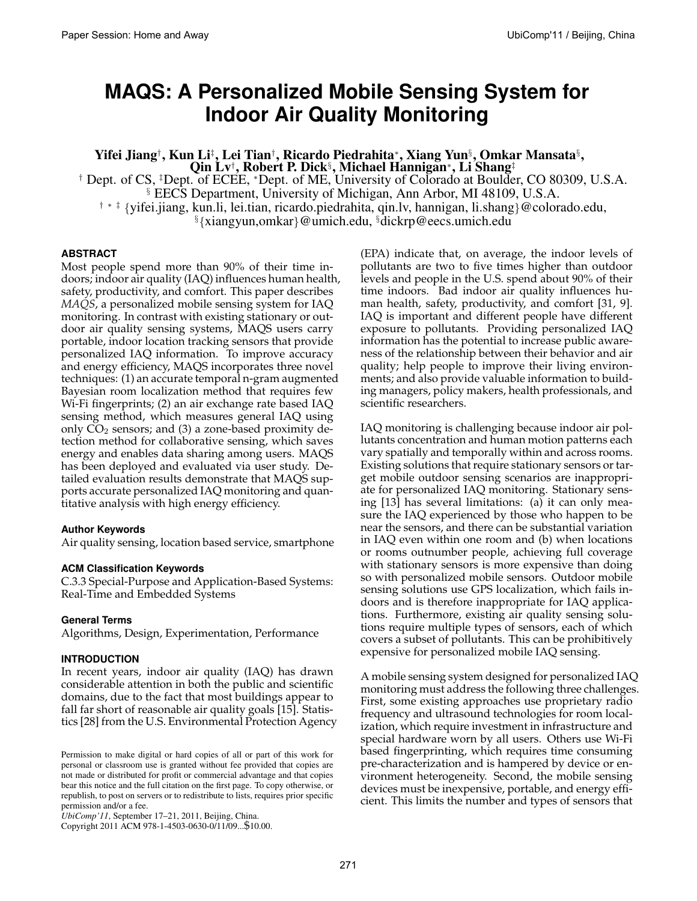# MAQS: A Personalized Mobile Sensing System for Indoor Air Quality Monitoring

**Yifei Jiang[†], Kun Li[‡], Lei Tian[†], Ricardo Piedrahita[*], Xiang Yun[§], Omkar Mansata[§], Qin Lv[†], Robert P. Dick[§], Michael Hannigan[*], Li Shang[‡]**

[†] Dept. of CS, [‡]Dept. of ECEE, [*]Dept. of ME, University of Colorado at Boulder, CO 80309, U.S.A.
[§] EECS Department, University of Michigan, Ann Arbor, MI 48109, U.S.A.
[†] [*] [‡] {yifei.jiang, kun.li, lei.tian, ricardo.piedrahita, qin.lv, hannigan, li.shang}@colorado.edu,
[§]{xiangyun,omkar}@umich.edu, [§]dickrp@eecs.umich.edu

### ABSTRACT

Most people spend more than 90% of their time indoors; indoor air quality (IAQ) influences human health, safety, productivity, and comfort. This paper describes *MAQS*, a personalized mobile sensing system for IAQ monitoring. In contrast with existing stationary or outdoor air quality sensing systems, MAQS users carry portable, indoor location tracking sensors that provide personalized IAQ information. To improve accuracy and energy efficiency, MAQS incorporates three novel techniques: (1) an accurate temporal n-gram augmented Bayesian room localization method that requires few Wi-Fi fingerprints; (2) an air exchange rate based IAQ sensing method, which measures general IAQ using only $CO_2$ sensors; and (3) a zone-based proximity detection method for collaborative sensing, which saves energy and enables data sharing among users. MAQS has been deployed and evaluated via user study. Detailed evaluation results demonstrate that MAQS supports accurate personalized IAQ monitoring and quantitative analysis with high energy efficiency.

#### Author Keywords

Air quality sensing, location based service, smartphone

#### ACM Classification Keywords

C.3.3 Special-Purpose and Application-Based Systems: Real-Time and Embedded Systems

#### General Terms

Algorithms, Design, Experimentation, Performance

### INTRODUCTION

In recent years, indoor air quality (IAQ) has drawn considerable attention in both the public and scientific domains, due to the fact that most buildings appear to fall far short of reasonable air quality goals [15]. Statistics [28] from the U.S. Environmental Protection Agency (EPA) indicate that, on average, the indoor levels of pollutants are two to five times higher than outdoor levels and people in the U.S. spend about 90% of their time indoors. Bad indoor air quality influences human health, safety, productivity, and comfort [31, 9]. IAQ is important and different people have different exposure to pollutants. Providing personalized IAQ information has the potential to increase public awareness of the relationship between their behavior and air quality; help people to improve their living environments; and also provide valuable information to building managers, policy makers, health professionals, and scientific researchers.

IAQ monitoring is challenging because indoor air pollutants concentration and human motion patterns each vary spatially and temporally within and across rooms. Existing solutions that require stationary sensors or target mobile outdoor sensing scenarios are inappropriate for personalized IAQ monitoring. Stationary sensing [13] has several limitations: (a) it can only measure the IAQ experienced by those who happen to be near the sensors, and there can be substantial variation in IAQ even within one room and (b) when locations or rooms outnumber people, achieving full coverage with stationary sensors is more expensive than doing so with personalized mobile sensors. Outdoor mobile sensing solutions use GPS localization, which fails indoors and is therefore inappropriate for IAQ applications. Furthermore, existing air quality sensing solutions require multiple types of sensors, each of which covers a subset of pollutants. This can be prohibitively expensive for personalized mobile IAQ sensing.

A mobile sensing system designed for personalized IAQ monitoring must address the following three challenges. First, some existing approaches use proprietary radio frequency and ultrasound technologies for room localization, which require investment in infrastructure and special hardware worn by all users. Others use Wi-Fi based fingerprinting, which requires time consuming pre-characterization and is hampered by device or environment heterogeneity. Second, the mobile sensing devices must be inexpensive, portable, and energy efficient. This limits the number and types of sensors that

Permission to make digital or hard copies of all or part of this work for personal or classroom use is granted without fee provided that copies are not made or distributed for profit or commercial advantage and that copies bear this notice and the full citation on the first page. To copy otherwise, or republish, to post on servers or to redistribute to lists, requires prior specific permission and/or a fee.
*UbiComp'11*, September 17–21, 2011, Beijing, China.
Copyright 2011 ACM 978-1-4503-0630-0/11/09...$10.00.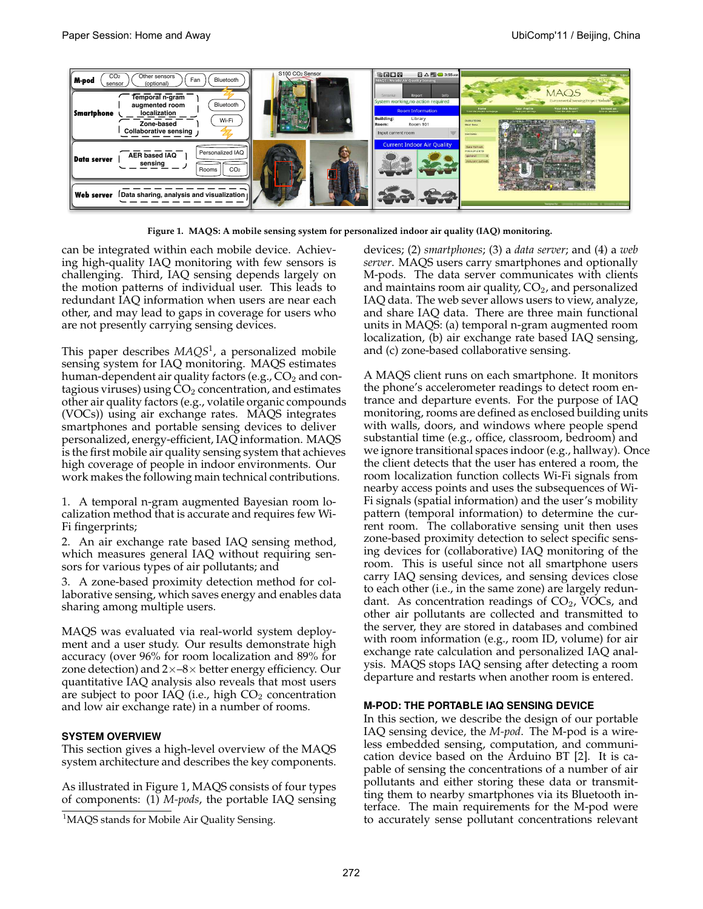Figure 1. MAQS: A mobile sensing system for personalized indoor air quality (IAQ) monitoring.

can be integrated within each mobile device. Achieving high-quality IAQ monitoring with few sensors is challenging. Third, IAQ sensing depends largely on the motion patterns of individual user. This leads to redundant IAQ information when users are near each other, and may lead to gaps in coverage for users who are not presently carrying sensing devices.

This paper describes *MAQS*[1], a personalized mobile sensing system for IAQ monitoring. MAQS estimates human-dependent air quality factors (e.g., $CO_2$ and contagious viruses) using $CO_2$ concentration, and estimates other air quality factors (e.g., volatile organic compounds (VOCs)) using air exchange rates. MAQS integrates smartphones and portable sensing devices to deliver personalized, energy-efficient, IAQ information. MAQS is the first mobile air quality sensing system that achieves high coverage of people in indoor environments. Our work makes the following main technical contributions.

1. A temporal n-gram augmented Bayesian room localization method that is accurate and requires few Wi-Fi fingerprints;
2. An air exchange rate based IAQ sensing method, which measures general IAQ without requiring sensors for various types of air pollutants; and
3. A zone-based proximity detection method for collaborative sensing, which saves energy and enables data sharing among multiple users.

MAQS was evaluated via real-world system deployment and a user study. Our results demonstrate high accuracy (over 96% for room localization and 89% for zone detection) and 2×–8× better energy efficiency. Our quantitative IAQ analysis also reveals that most users are subject to poor IAQ (i.e., high $CO_2$ concentration and low air exchange rate) in a number of rooms.

## SYSTEM OVERVIEW

This section gives a high-level overview of the MAQS system architecture and describes the key components.

As illustrated in Figure 1, MAQS consists of four types of components: (1) *M-pods*, the portable IAQ sensing devices; (2) *smartphones*; (3) a *data server*; and (4) a *web server*. MAQS users carry smartphones and optionally M-pods. The data server communicates with clients and maintains room air quality, $CO_2$, and personalized IAQ data. The web sever allows users to view, analyze, and share IAQ data. There are three main functional units in MAQS: (a) temporal n-gram augmented room localization, (b) air exchange rate based IAQ sensing, and (c) zone-based collaborative sensing.

A MAQS client runs on each smartphone. It monitors the phone's accelerometer readings to detect room entrance and departure events. For the purpose of IAQ monitoring, rooms are defined as enclosed building units with walls, doors, and windows where people spend substantial time (e.g., office, classroom, bedroom) and we ignore transitional spaces indoor (e.g., hallway). Once the client detects that the user has entered a room, the room localization function collects Wi-Fi signals from nearby access points and uses the subsequences of Wi-Fi signals (spatial information) and the user's mobility pattern (temporal information) to determine the current room. The collaborative sensing unit then uses zone-based proximity detection to select specific sensing devices for (collaborative) IAQ monitoring of the room. This is useful since not all smartphone users carry IAQ sensing devices, and sensing devices close to each other (i.e., in the same zone) are largely redundant. As concentration readings of $CO_2$, VOCs, and other air pollutants are collected and transmitted to the server, they are stored in databases and combined with room information (e.g., room ID, volume) for air exchange rate calculation and personalized IAQ analysis. MAQS stops IAQ sensing after detecting a room departure and restarts when another room is entered.

## M-POD: THE PORTABLE IAQ SENSING DEVICE

In this section, we describe the design of our portable IAQ sensing device, the *M-pod*. The M-pod is a wireless embedded sensing, computation, and communication device based on the Arduino BT [2]. It is capable of sensing the concentrations of a number of air pollutants and either storing these data or transmitting them to nearby smartphones via its Bluetooth interface. The main requirements for the M-pod were to accurately sense pollutant concentrations relevant

[1] MAQS stands for Mobile Air Quality Sensing.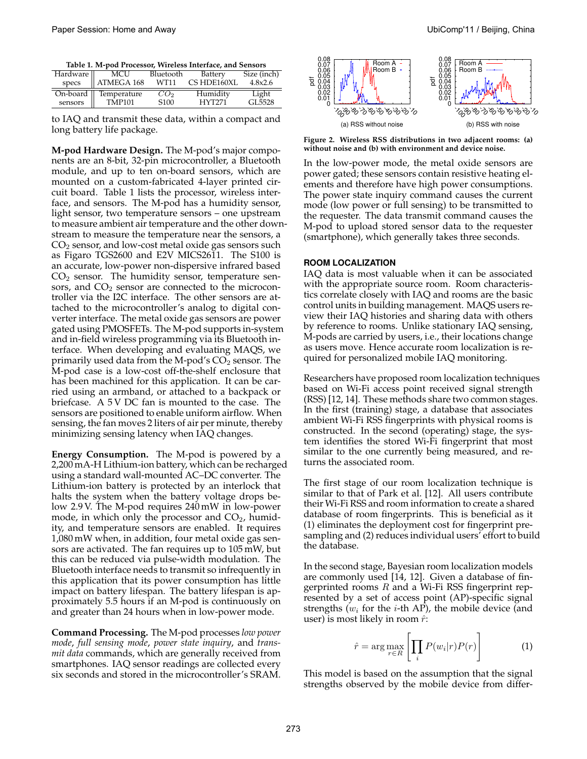**Table 1. M-pod Processor, Wireless Interface, and Sensors**

| Hardware specs | MCU ATMEGA 168 | Bluetooth WT11 | Battery CS HDE160XL | Size (inch) 4.8x2.6 |
|---|---|---|---|---|
| On-board sensors | Temperature TMP101 | $CO_2$ S100 | Humidity HYT271 | Light GL5528 |

to IAQ and transmit these data, within a compact and long battery life package.

**M-pod Hardware Design.** The M-pod's major components are an 8-bit, 32-pin microcontroller, a Bluetooth module, and up to ten on-board sensors, which are mounted on a custom-fabricated 4-layer printed circuit board. Table 1 lists the processor, wireless interface, and sensors. The M-pod has a humidity sensor, light sensor, two temperature sensors – one upstream to measure ambient air temperature and the other downstream to measure the temperature near the sensors, a $CO_2$ sensor, and low-cost metal oxide gas sensors such as Figaro TGS2600 and E2V MICS2611. The S100 is an accurate, low-power non-dispersive infrared based $CO_2$ sensor. The humidity sensor, temperature sensors, and $CO_2$ sensor are connected to the microcontroller via the I2C interface. The other sensors are attached to the microcontroller's analog to digital converter interface. The metal oxide gas sensors are power gated using PMOSFETs. The M-pod supports in-system and in-field wireless programming via its Bluetooth interface. When developing and evaluating MAQS, we primarily used data from the M-pod's $CO_2$ sensor. The M-pod case is a low-cost off-the-shelf enclosure that has been machined for this application. It can be carried using an armband, or attached to a backpack or briefcase. A 5 V DC fan is mounted to the case. The sensors are positioned to enable uniform airflow. When sensing, the fan moves 2 liters of air per minute, thereby minimizing sensing latency when IAQ changes.

**Energy Consumption.** The M-pod is powered by a 2,200 mA-H Lithium-ion battery, which can be recharged using a standard wall-mounted AC–DC converter. The Lithium-ion battery is protected by an interlock that halts the system when the battery voltage drops below 2.9 V. The M-pod requires 240 mW in low-power mode, in which only the processor and $CO_2$, humidity, and temperature sensors are enabled. It requires 1,080 mW when, in addition, four metal oxide gas sensors are activated. The fan requires up to 105 mW, but this can be reduced via pulse-width modulation. The Bluetooth interface needs to transmit so infrequently in this application that its power consumption has little impact on battery lifespan. The battery lifespan is approximately 5.5 hours if an M-pod is continuously on and greater than 24 hours when in low-power mode.

**Command Processing.** The M-pod processes *low power mode*, *full sensing mode*, *power state inquiry*, and *transmit data* commands, which are generally received from smartphones. IAQ sensor readings are collected every six seconds and stored in the microcontroller's SRAM.

(a) RSS without noise

(b) RSS with noise

**Figure 2. Wireless RSS distributions in two adjacent rooms: (a) without noise and (b) with environment and device noise.**

In the low-power mode, the metal oxide sensors are power gated; these sensors contain resistive heating elements and therefore have high power consumptions. The power state inquiry command causes the current mode (low power or full sensing) to be transmitted to the requester. The data transmit command causes the M-pod to upload stored sensor data to the requester (smartphone), which generally takes three seconds.

## ROOM LOCALIZATION

IAQ data is most valuable when it can be associated with the appropriate source room. Room characteristics correlate closely with IAQ and rooms are the basic control units in building management. MAQS users review their IAQ histories and sharing data with others by reference to rooms. Unlike stationary IAQ sensing, M-pods are carried by users, i.e., their locations change as users move. Hence accurate room localization is required for personalized mobile IAQ monitoring.

Researchers have proposed room localization techniques based on Wi-Fi access point received signal strength (RSS) [12, 14]. These methods share two common stages. In the first (training) stage, a database that associates ambient Wi-Fi RSS fingerprints with physical rooms is constructed. In the second (operating) stage, the system identifies the stored Wi-Fi fingerprint that most similar to the one currently being measured, and returns the associated room.

The first stage of our room localization technique is similar to that of Park et al. [12]. All users contribute their Wi-Fi RSS and room information to create a shared database of room fingerprints. This is beneficial as it (1) eliminates the deployment cost for fingerprint presampling and (2) reduces individual users' effort to build the database.

In the second stage, Bayesian room localization models are commonly used [14, 12]. Given a database of fingerprinted rooms $R$ and a Wi-Fi RSS fingerprint represented by a set of access point (AP)-specific signal strengths ($w_i$ for the $i$-th AP), the mobile device (and user) is most likely in room $\hat{r}$:

$$\hat{r} = \arg\max_{r \in R} \left[ \prod_i P(w_i|r)P(r) \right] \qquad (1)$$

This model is based on the assumption that the signal strengths observed by the mobile device from differ-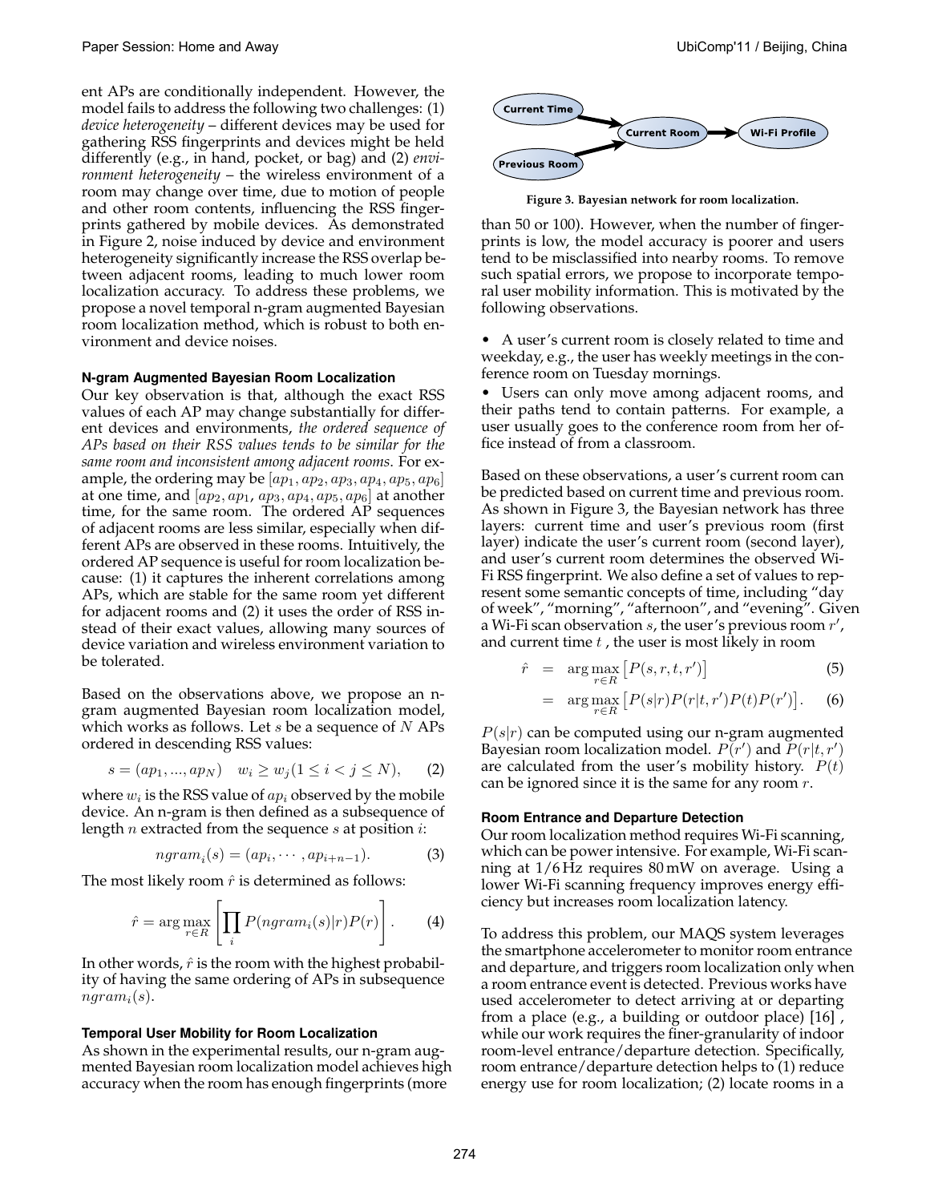ent APs are conditionally independent. However, the model fails to address the following two challenges: (1) *device heterogeneity* – different devices may be used for gathering RSS fingerprints and devices might be held differently (e.g., in hand, pocket, or bag) and (2) *environment heterogeneity* – the wireless environment of a room may change over time, due to motion of people and other room contents, influencing the RSS fingerprints gathered by mobile devices. As demonstrated in Figure 2, noise induced by device and environment heterogeneity significantly increase the RSS overlap between adjacent rooms, leading to much lower room localization accuracy. To address these problems, we propose a novel temporal n-gram augmented Bayesian room localization method, which is robust to both environment and device noises.

### N-gram Augmented Bayesian Room Localization

Our key observation is that, although the exact RSS values of each AP may change substantially for different devices and environments, *the ordered sequence of APs based on their RSS values tends to be similar for the same room and inconsistent among adjacent rooms*. For example, the ordering may be $[ap_1, ap_2, ap_3, ap_4, ap_5, ap_6]$ at one time, and $[ap_2, ap_1, ap_3, ap_4, ap_5, ap_6]$ at another time, for the same room. The ordered AP sequences of adjacent rooms are less similar, especially when different APs are observed in these rooms. Intuitively, the ordered AP sequence is useful for room localization because: (1) it captures the inherent correlations among APs, which are stable for the same room yet different for adjacent rooms and (2) it uses the order of RSS instead of their exact values, allowing many sources of device variation and wireless environment variation to be tolerated.

Based on the observations above, we propose an n-gram augmented Bayesian room localization model, which works as follows. Let $s$ be a sequence of $N$ APs ordered in descending RSS values:

$$s = (ap_1, ..., ap_N) \quad w_i \geq w_j (1 \leq i < j \leq N), \qquad (2)$$

where $w_i$ is the RSS value of $ap_i$ observed by the mobile device. An n-gram is then defined as a subsequence of length $n$ extracted from the sequence $s$ at position $i$:

$$ngram_i(s) = (ap_i, \cdots, ap_{i+n-1}). \qquad (3)$$

The most likely room $\hat{r}$ is determined as follows:

$$\hat{r} = \arg\max_{r \in R} \left[ \prod_i P(ngram_i(s)|r)P(r) \right]. \qquad (4)$$

In other words, $\hat{r}$ is the room with the highest probability of having the same ordering of APs in subsequence $ngram_i(s)$.

### Temporal User Mobility for Room Localization

As shown in the experimental results, our n-gram augmented Bayesian room localization model achieves high accuracy when the room has enough fingerprints (more than 50 or 100). However, when the number of fingerprints is low, the model accuracy is poorer and users tend to be misclassified into nearby rooms. To remove such spatial errors, we propose to incorporate temporal user mobility information. This is motivated by the following observations.

Figure 3. Bayesian network for room localization.

- A user's current room is closely related to time and weekday, e.g., the user has weekly meetings in the conference room on Tuesday mornings.
- Users can only move among adjacent rooms, and their paths tend to contain patterns. For example, a user usually goes to the conference room from her office instead of from a classroom.

Based on these observations, a user's current room can be predicted based on current time and previous room. As shown in Figure 3, the Bayesian network has three layers: current time and user's previous room (first layer) indicate the user's current room (second layer), and user's current room determines the observed Wi-Fi RSS fingerprint. We also define a set of values to represent some semantic concepts of time, including "day of week", "morning", "afternoon", and "evening". Given a Wi-Fi scan observation $s$, the user's previous room $r'$, and current time $t$ , the user is most likely in room

$$\hat{r} = \arg\max_{r \in R} \left[ P(s, r, t, r') \right] \qquad (5)$$

$$= \arg\max_{r \in R} \left[ P(s|r)P(r|t, r')P(t)P(r') \right]. \qquad (6)$$

$P(s|r)$ can be computed using our n-gram augmented Bayesian room localization model. $P(r')$ and $P(r|t, r')$ are calculated from the user's mobility history. $P(t)$ can be ignored since it is the same for any room $r$.

### Room Entrance and Departure Detection

Our room localization method requires Wi-Fi scanning, which can be power intensive. For example, Wi-Fi scanning at 1/6 Hz requires 80 mW on average. Using a lower Wi-Fi scanning frequency improves energy efficiency but increases room localization latency.

To address this problem, our MAQS system leverages the smartphone accelerometer to monitor room entrance and departure, and triggers room localization only when a room entrance event is detected. Previous works have used accelerometer to detect arriving at or departing from a place (e.g., a building or outdoor place) [16] , while our work requires the finer-granularity of indoor room-level entrance/departure detection. Specifically, room entrance/departure detection helps to (1) reduce energy use for room localization; (2) locate rooms in a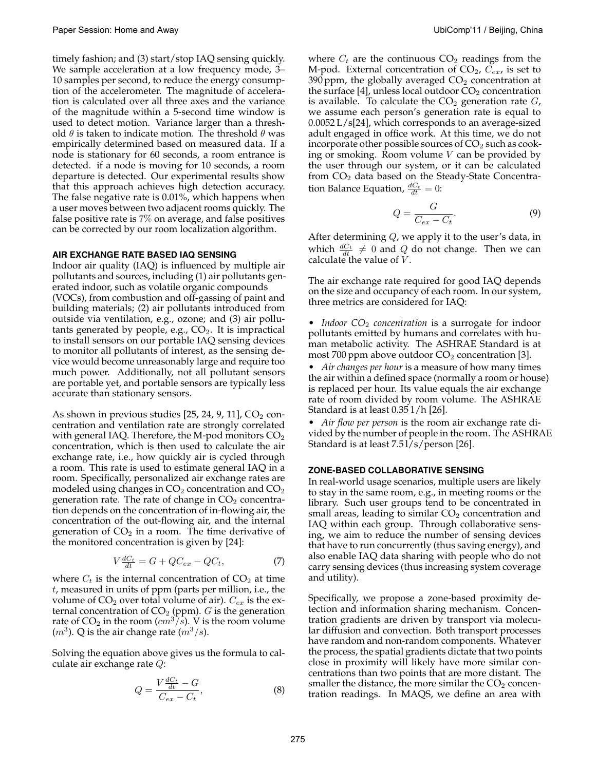timely fashion; and (3) start/stop IAQ sensing quickly. We sample acceleration at a low frequency mode, 3–10 samples per second, to reduce the energy consumption of the accelerometer. The magnitude of acceleration is calculated over all three axes and the variance of the magnitude within a 5-second time window is used to detect motion. Variance larger than a threshold $\theta$ is taken to indicate motion. The threshold $\theta$ was empirically determined based on measured data. If a node is stationary for 60 seconds, a room entrance is detected. if a node is moving for 10 seconds, a room departure is detected. Our experimental results show that this approach achieves high detection accuracy. The false negative rate is 0.01%, which happens when a user moves between two adjacent rooms quickly. The false positive rate is 7% on average, and false positives can be corrected by our room localization algorithm.

### AIR EXCHANGE RATE BASED IAQ SENSING

Indoor air quality (IAQ) is influenced by multiple air pollutants and sources, including (1) air pollutants generated indoor, such as volatile organic compounds (VOCs), from combustion and off-gassing of paint and building materials; (2) air pollutants introduced from outside via ventilation, e.g., ozone; and (3) air pollutants generated by people, e.g., $CO_2$. It is impractical to install sensors on our portable IAQ sensing devices to monitor all pollutants of interest, as the sensing device would become unreasonably large and require too much power. Additionally, not all pollutant sensors are portable yet, and portable sensors are typically less accurate than stationary sensors.

As shown in previous studies [25, 24, 9, 11], $CO_2$ concentration and ventilation rate are strongly correlated with general IAQ. Therefore, the M-pod monitors $CO_2$ concentration, which is then used to calculate the air exchange rate, i.e., how quickly air is cycled through a room. This rate is used to estimate general IAQ in a room. Specifically, personalized air exchange rates are modeled using changes in $CO_2$ concentration and $CO_2$ generation rate. The rate of change in $CO_2$ concentration depends on the concentration of in-flowing air, the concentration of the out-flowing air, and the internal generation of $CO_2$ in a room. The time derivative of the monitored concentration is given by [24]:

$$V\frac{dC_t}{dt} = G + QC_{ex} - QC_t, \tag{7}$$

where $C_t$ is the internal concentration of $CO_2$ at time $t$, measured in units of ppm (parts per million, i.e., the volume of $CO_2$ over total volume of air). $C_{ex}$ is the external concentration of $CO_2$ (ppm). $G$ is the generation rate of $CO_2$ in the room ($cm^3/s$). V is the room volume ($m^3$). Q is the air change rate ($m^3/s$).

Solving the equation above gives us the formula to calculate air exchange rate $Q$:

$$Q = \frac{V\frac{dC_t}{dt} - G}{C_{ex} - C_t}, \tag{8}$$

where $C_t$ are the continuous $CO_2$ readings from the M-pod. External concentration of $CO_2$, $C_{ex}$, is set to 390 ppm, the globally averaged $CO_2$ concentration at the surface [4], unless local outdoor $CO_2$ concentration is available. To calculate the $CO_2$ generation rate $G$, we assume each person's generation rate is equal to 0.0052 L/s[24], which corresponds to an average-sized adult engaged in office work. At this time, we do not incorporate other possible sources of $CO_2$ such as cooking or smoking. Room volume $V$ can be provided by the user through our system, or it can be calculated from $CO_2$ data based on the Steady-State Concentration Balance Equation, $\frac{dC_t}{dt} = 0$:

$$Q = \frac{G}{C_{ex} - C_t}. \tag{9}$$

After determining $Q$, we apply it to the user's data, in which $\frac{dC_t}{dt} \neq 0$ and $Q$ do not change. Then we can calculate the value of $V$.

The air exchange rate required for good IAQ depends on the size and occupancy of each room. In our system, three metrics are considered for IAQ:

- *Indoor $CO_2$ concentration* is a surrogate for indoor pollutants emitted by humans and correlates with human metabolic activity. The ASHRAE Standard is at most 700 ppm above outdoor $CO_2$ concentration [3].
- *Air changes per hour* is a measure of how many times the air within a defined space (normally a room or house) is replaced per hour. Its value equals the air exchange rate of room divided by room volume. The ASHRAE Standard is at least 0.35 1/h [26].
- *Air flow per person* is the room air exchange rate divided by the number of people in the room. The ASHRAE Standard is at least 7.5 l/s/person [26].

### ZONE-BASED COLLABORATIVE SENSING

In real-world usage scenarios, multiple users are likely to stay in the same room, e.g., in meeting rooms or the library. Such user groups tend to be concentrated in small areas, leading to similar $CO_2$ concentration and IAQ within each group. Through collaborative sensing, we aim to reduce the number of sensing devices that have to run concurrently (thus saving energy), and also enable IAQ data sharing with people who do not carry sensing devices (thus increasing system coverage and utility).

Specifically, we propose a zone-based proximity detection and information sharing mechanism. Concentration gradients are driven by transport via molecular diffusion and convection. Both transport processes have random and non-random components. Whatever the process, the spatial gradients dictate that two points close in proximity will likely have more similar concentrations than two points that are more distant. The smaller the distance, the more similar the $CO_2$ concentration readings. In MAQS, we define an area with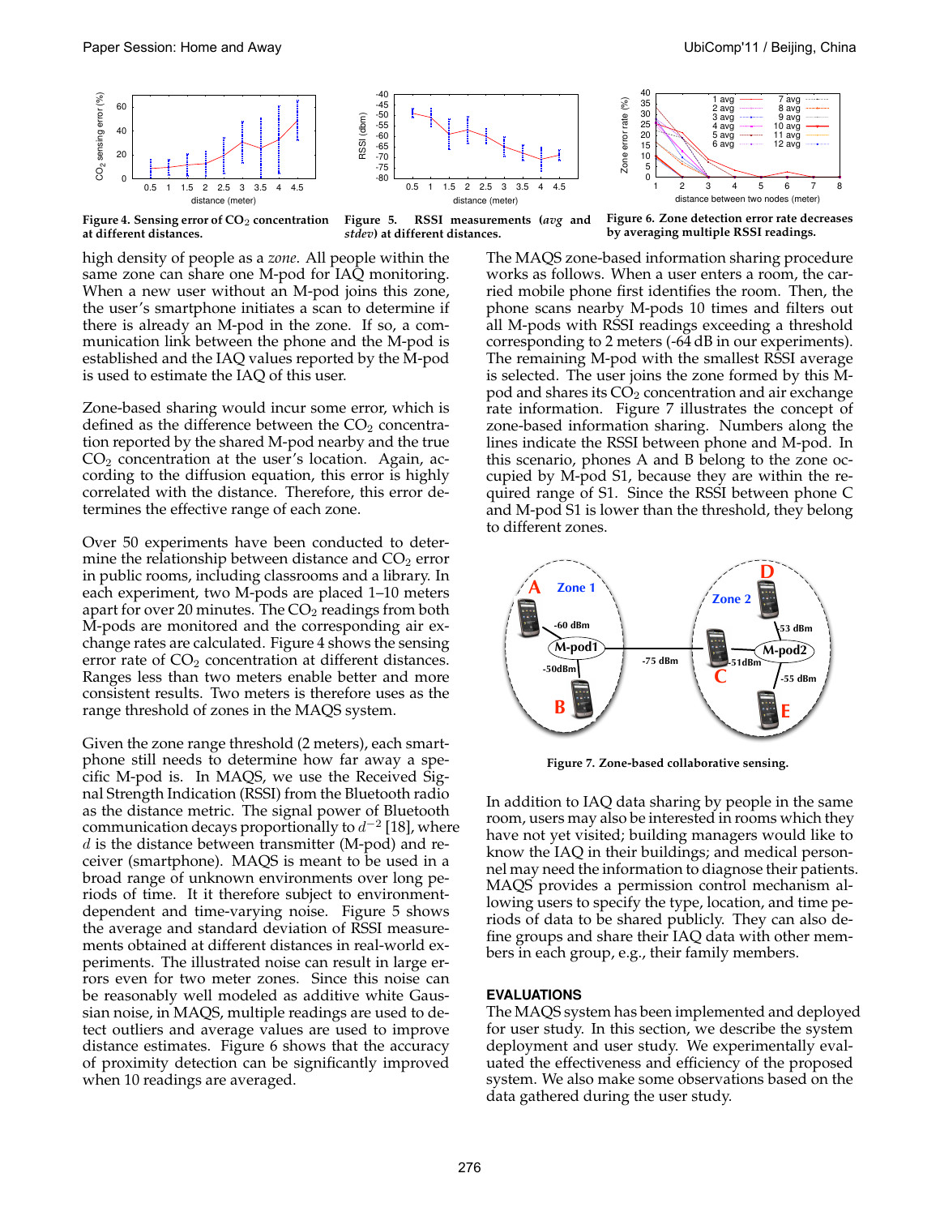Figure 4. Sensing error of $CO_2$ concentration at different distances.

Figure 5. RSSI measurements (*avg* and *stdev*) at different distances.

Figure 6. Zone detection error rate decreases by averaging multiple RSSI readings.

high density of people as a *zone*. All people within the same zone can share one M-pod for IAQ monitoring. When a new user without an M-pod joins this zone, the user's smartphone initiates a scan to determine if there is already an M-pod in the zone. If so, a communication link between the phone and the M-pod is established and the IAQ values reported by the M-pod is used to estimate the IAQ of this user.

Zone-based sharing would incur some error, which is defined as the difference between the $CO_2$ concentration reported by the shared M-pod nearby and the true $CO_2$ concentration at the user's location. Again, according to the diffusion equation, this error is highly correlated with the distance. Therefore, this error determines the effective range of each zone.

Over 50 experiments have been conducted to determine the relationship between distance and $CO_2$ error in public rooms, including classrooms and a library. In each experiment, two M-pods are placed 1–10 meters apart for over 20 minutes. The $CO_2$ readings from both M-pods are monitored and the corresponding air exchange rates are calculated. Figure 4 shows the sensing error rate of $CO_2$ concentration at different distances. Ranges less than two meters enable better and more consistent results. Two meters is therefore uses as the range threshold of zones in the MAQS system.

Given the zone range threshold (2 meters), each smartphone still needs to determine how far away a specific M-pod is. In MAQS, we use the Received Signal Strength Indication (RSSI) from the Bluetooth radio as the distance metric. The signal power of Bluetooth communication decays proportionally to $d^{-2}$ [18], where $d$ is the distance between transmitter (M-pod) and receiver (smartphone). MAQS is meant to be used in a broad range of unknown environments over long periods of time. It it therefore subject to environment-dependent and time-varying noise. Figure 5 shows the average and standard deviation of RSSI measurements obtained at different distances in real-world experiments. The illustrated noise can result in large errors even for two meter zones. Since this noise can be reasonably well modeled as additive white Gaussian noise, in MAQS, multiple readings are used to detect outliers and average values are used to improve distance estimates. Figure 6 shows that the accuracy of proximity detection can be significantly improved when 10 readings are averaged.

The MAQS zone-based information sharing procedure works as follows. When a user enters a room, the carried mobile phone first identifies the room. Then, the phone scans nearby M-pods 10 times and filters out all M-pods with RSSI readings exceeding a threshold corresponding to 2 meters (-64 dB in our experiments). The remaining M-pod with the smallest RSSI average is selected. The user joins the zone formed by this M-pod and shares its $CO_2$ concentration and air exchange rate information. Figure 7 illustrates the concept of zone-based information sharing. Numbers along the lines indicate the RSSI between phone and M-pod. In this scenario, phones A and B belong to the zone occupied by M-pod S1, because they are within the required range of S1. Since the RSSI between phone C and M-pod S1 is lower than the threshold, they belong to different zones.

Figure 7. Zone-based collaborative sensing.

In addition to IAQ data sharing by people in the same room, users may also be interested in rooms which they have not yet visited; building managers would like to know the IAQ in their buildings; and medical personnel may need the information to diagnose their patients. MAQS provides a permission control mechanism allowing users to specify the type, location, and time periods of data to be shared publicly. They can also define groups and share their IAQ data with other members in each group, e.g., their family members.

## EVALUATIONS

The MAQS system has been implemented and deployed for user study. In this section, we describe the system deployment and user study. We experimentally evaluated the effectiveness and efficiency of the proposed system. We also make some observations based on the data gathered during the user study.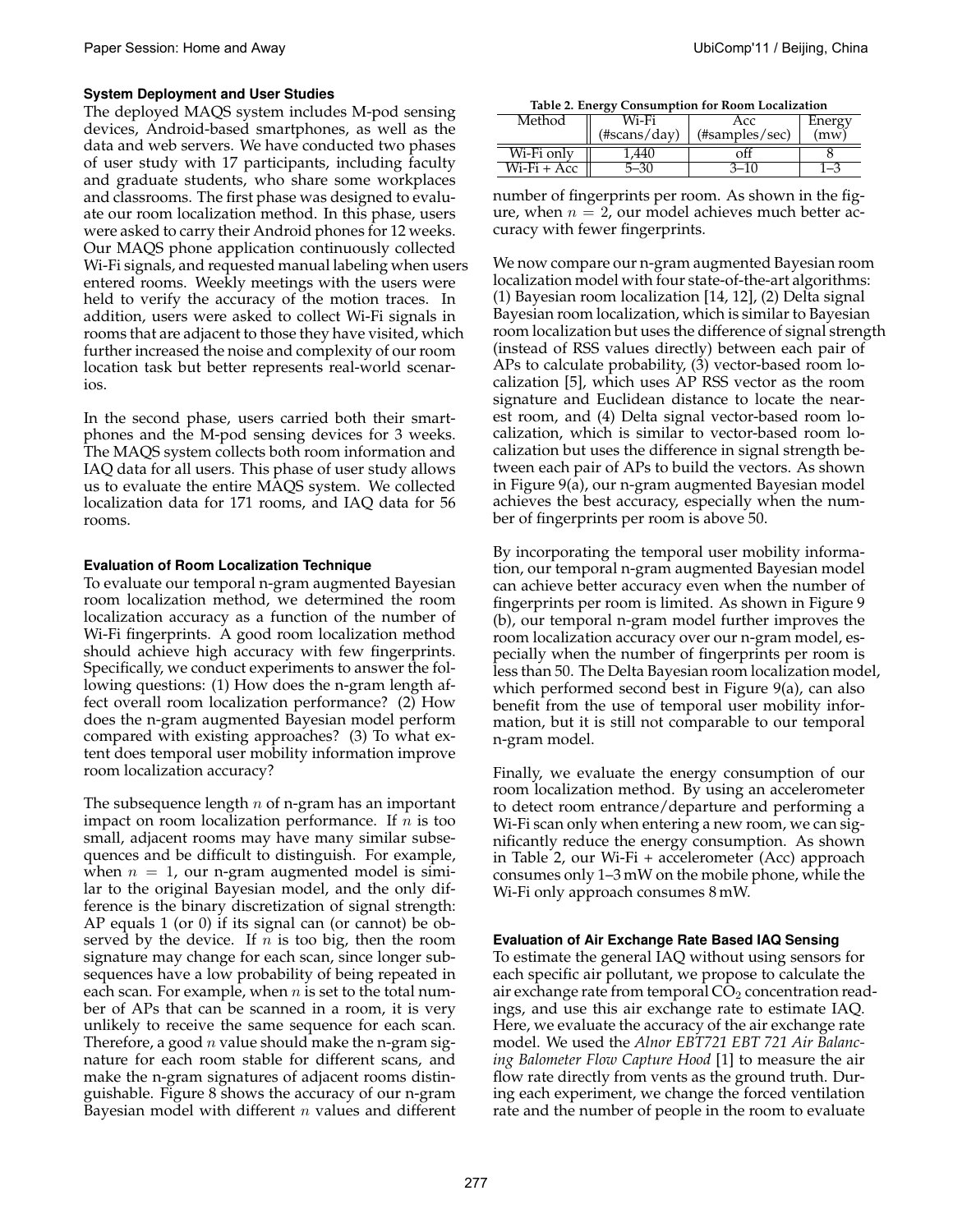### System Deployment and User Studies

The deployed MAQS system includes M-pod sensing devices, Android-based smartphones, as well as the data and web servers. We have conducted two phases of user study with 17 participants, including faculty and graduate students, who share some workplaces and classrooms. The first phase was designed to evaluate our room localization method. In this phase, users were asked to carry their Android phones for 12 weeks. Our MAQS phone application continuously collected Wi-Fi signals, and requested manual labeling when users entered rooms. Weekly meetings with the users were held to verify the accuracy of the motion traces. In addition, users were asked to collect Wi-Fi signals in rooms that are adjacent to those they have visited, which further increased the noise and complexity of our room location task but better represents real-world scenarios.

In the second phase, users carried both their smartphones and the M-pod sensing devices for 3 weeks. The MAQS system collects both room information and IAQ data for all users. This phase of user study allows us to evaluate the entire MAQS system. We collected localization data for 171 rooms, and IAQ data for 56 rooms.

### Evaluation of Room Localization Technique

To evaluate our temporal n-gram augmented Bayesian room localization method, we determined the room localization accuracy as a function of the number of Wi-Fi fingerprints. A good room localization method should achieve high accuracy with few fingerprints. Specifically, we conduct experiments to answer the following questions: (1) How does the n-gram length affect overall room localization performance? (2) How does the n-gram augmented Bayesian model perform compared with existing approaches? (3) To what extent does temporal user mobility information improve room localization accuracy?

The subsequence length $n$ of n-gram has an important impact on room localization performance. If $n$ is too small, adjacent rooms may have many similar subsequences and be difficult to distinguish. For example, when $n = 1$, our n-gram augmented model is similar to the original Bayesian model, and the only difference is the binary discretization of signal strength: AP equals 1 (or 0) if its signal can (or cannot) be observed by the device. If $n$ is too big, then the room signature may change for each scan, since longer subsequences have a low probability of being repeated in each scan. For example, when $n$ is set to the total number of APs that can be scanned in a room, it is very unlikely to receive the same sequence for each scan. Therefore, a good $n$ value should make the n-gram signature for each room stable for different scans, and make the n-gram signatures of adjacent rooms distinguishable. Figure 8 shows the accuracy of our n-gram Bayesian model with different $n$ values and different number of fingerprints per room. As shown in the figure, when $n = 2$, our model achieves much better accuracy with fewer fingerprints.

Table 2. Energy Consumption for Room Localization

| Method | Wi-Fi (#scans/day) | Acc (#samples/sec) | Energy (mw) |
|---|---|---|---|
| Wi-Fi only | 1,440 | off | 8 |
| Wi-Fi + Acc | 5–30 | 3–10 | 1–3 |

We now compare our n-gram augmented Bayesian room localization model with four state-of-the-art algorithms: (1) Bayesian room localization [14, 12], (2) Delta signal Bayesian room localization, which is similar to Bayesian room localization but uses the difference of signal strength (instead of RSS values directly) between each pair of APs to calculate probability, (3) vector-based room localization [5], which uses AP RSS vector as the room signature and Euclidean distance to locate the nearest room, and (4) Delta signal vector-based room localization, which is similar to vector-based room localization but uses the difference in signal strength between each pair of APs to build the vectors. As shown in Figure 9(a), our n-gram augmented Bayesian model achieves the best accuracy, especially when the number of fingerprints per room is above 50.

By incorporating the temporal user mobility information, our temporal n-gram augmented Bayesian model can achieve better accuracy even when the number of fingerprints per room is limited. As shown in Figure 9 (b), our temporal n-gram model further improves the room localization accuracy over our n-gram model, especially when the number of fingerprints per room is less than 50. The Delta Bayesian room localization model, which performed second best in Figure 9(a), can also benefit from the use of temporal user mobility information, but it is still not comparable to our temporal n-gram model.

Finally, we evaluate the energy consumption of our room localization method. By using an accelerometer to detect room entrance/departure and performing a Wi-Fi scan only when entering a new room, we can significantly reduce the energy consumption. As shown in Table 2, our Wi-Fi + accelerometer (Acc) approach consumes only 1–3 mW on the mobile phone, while the Wi-Fi only approach consumes 8 mW.

### Evaluation of Air Exchange Rate Based IAQ Sensing

To estimate the general IAQ without using sensors for each specific air pollutant, we propose to calculate the air exchange rate from temporal $CO_2$ concentration readings, and use this air exchange rate to estimate IAQ. Here, we evaluate the accuracy of the air exchange rate model. We used the *Alnor EBT721 EBT 721 Air Balancing Balometer Flow Capture Hood* [1] to measure the air flow rate directly from vents as the ground truth. During each experiment, we change the forced ventilation rate and the number of people in the room to evaluate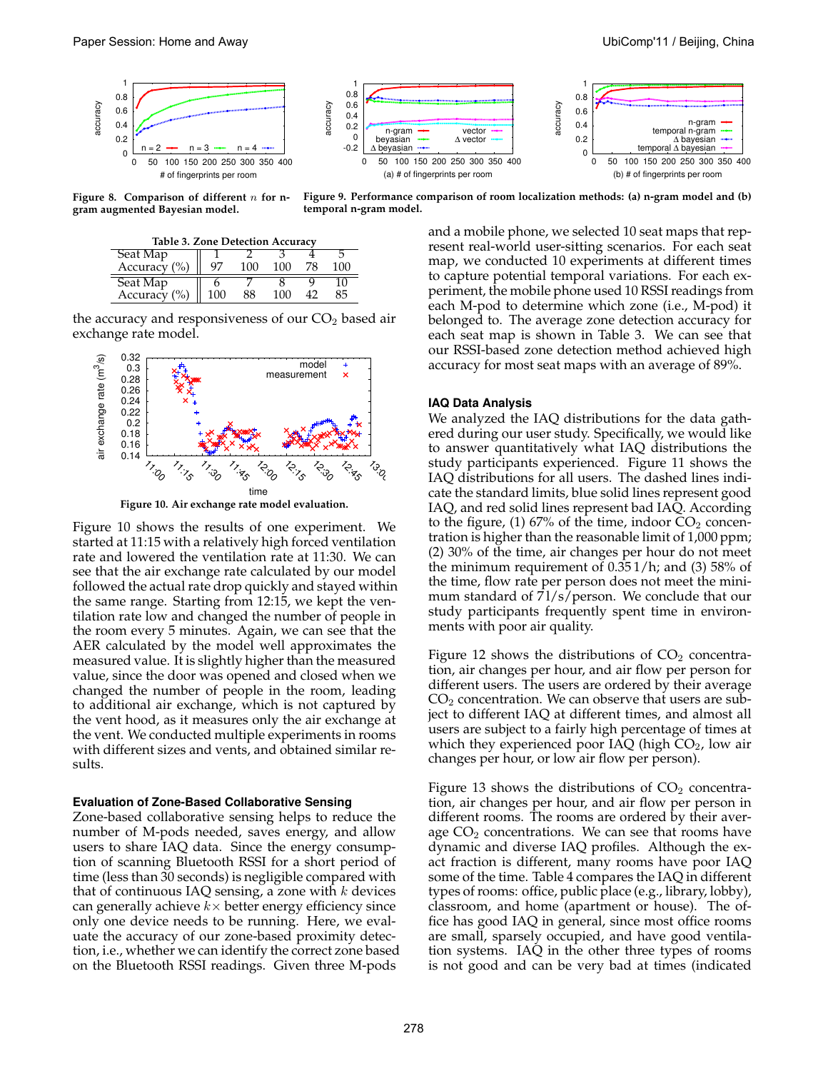Figure 8. Comparison of different $n$ for n-gram augmented Bayesian model.

Figure 9. Performance comparison of room localization methods: (a) n-gram model and (b) temporal n-gram model.

Table 3. Zone Detection Accuracy

| Seat Map | 1 | 2 | 3 | 4 | 5 |
|---|---|---|---|---|---|
| Accuracy (%) | 97 | 100 | 100 | 78 | 100 |
| Seat Map | 6 | 7 | 8 | 9 | 10 |
| Accuracy (%) | 100 | 88 | 100 | 42 | 85 |

the accuracy and responsiveness of our $CO_2$ based air exchange rate model.

Figure 10. Air exchange rate model evaluation.

Figure 10 shows the results of one experiment. We started at 11:15 with a relatively high forced ventilation rate and lowered the ventilation rate at 11:30. We can see that the air exchange rate calculated by our model followed the actual rate drop quickly and stayed within the same range. Starting from 12:15, we kept the ventilation rate low and changed the number of people in the room every 5 minutes. Again, we can see that the AER calculated by the model well approximates the measured value. It is slightly higher than the measured value, since the door was opened and closed when we changed the number of people in the room, leading to additional air exchange, which is not captured by the vent hood, as it measures only the air exchange at the vent. We conducted multiple experiments in rooms with different sizes and vents, and obtained similar results.

### Evaluation of Zone-Based Collaborative Sensing

Zone-based collaborative sensing helps to reduce the number of M-pods needed, saves energy, and allow users to share IAQ data. Since the energy consumption of scanning Bluetooth RSSI for a short period of time (less than 30 seconds) is negligible compared with that of continuous IAQ sensing, a zone with $k$ devices can generally achieve $k\times$ better energy efficiency since only one device needs to be running. Here, we evaluate the accuracy of our zone-based proximity detection, i.e., whether we can identify the correct zone based on the Bluetooth RSSI readings. Given three M-pods and a mobile phone, we selected 10 seat maps that represent real-world user-sitting scenarios. For each seat map, we conducted 10 experiments at different times to capture potential temporal variations. For each experiment, the mobile phone used 10 RSSI readings from each M-pod to determine which zone (i.e., M-pod) it belonged to. The average zone detection accuracy for each seat map is shown in Table 3. We can see that our RSSI-based zone detection method achieved high accuracy for most seat maps with an average of 89%.

### IAQ Data Analysis

We analyzed the IAQ distributions for the data gathered during our user study. Specifically, we would like to answer quantitatively what IAQ distributions the study participants experienced. Figure 11 shows the IAQ distributions for all users. The dashed lines indicate the standard limits, blue solid lines represent good IAQ, and red solid lines represent bad IAQ. According to the figure, (1) 67% of the time, indoor $CO_2$ concentration is higher than the reasonable limit of 1,000 ppm; (2) 30% of the time, air changes per hour do not meet the minimum requirement of 0.35 1/h; and (3) 58% of the time, flow rate per person does not meet the minimum standard of 7 l/s/person. We conclude that our study participants frequently spent time in environments with poor air quality.

Figure 12 shows the distributions of $CO_2$ concentration, air changes per hour, and air flow per person for different users. The users are ordered by their average $CO_2$ concentration. We can observe that users are subject to different IAQ at different times, and almost all users are subject to a fairly high percentage of times at which they experienced poor IAQ (high $CO_2$, low air changes per hour, or low air flow per person).

Figure 13 shows the distributions of $CO_2$ concentration, air changes per hour, and air flow per person in different rooms. The rooms are ordered by their average $CO_2$ concentrations. We can see that rooms have dynamic and diverse IAQ profiles. Although the exact fraction is different, many rooms have poor IAQ some of the time. Table 4 compares the IAQ in different types of rooms: office, public place (e.g., library, lobby), classroom, and home (apartment or house). The office has good IAQ in general, since most office rooms are small, sparsely occupied, and have good ventilation systems. IAQ in the other three types of rooms is not good and can be very bad at times (indicated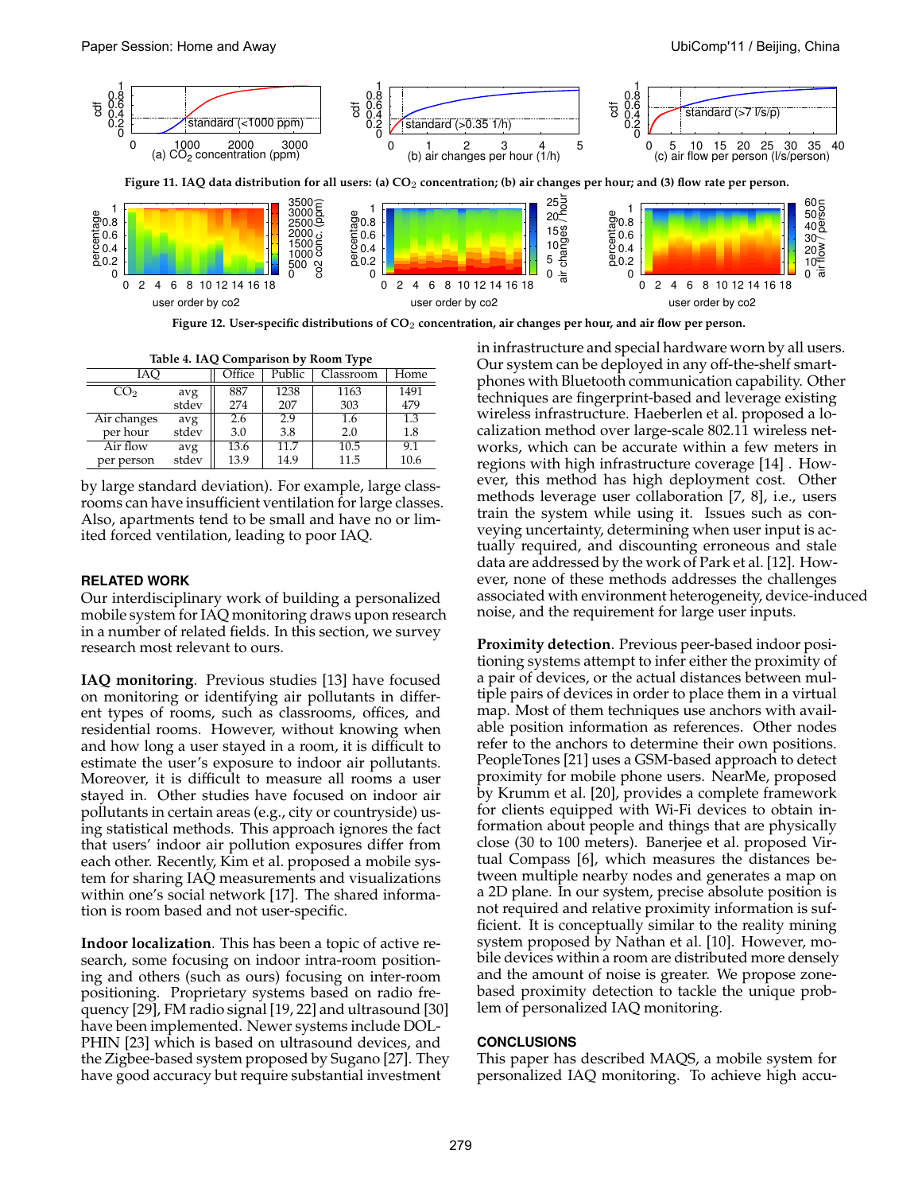Figure 11. IAQ data distribution for all users: (a) $CO_2$ concentration; (b) air changes per hour; and (3) flow rate per person.

Figure 12. User-specific distributions of $CO_2$ concentration, air changes per hour, and air flow per person.

Table 4. IAQ Comparison by Room Type

| IAQ | | Office | Public | Classroom | Home |
|---|---|---|---|---|---|
| $CO_2$ | avg | 887 | 1238 | 1163 | 1491 |
| | stdev | 274 | 207 | 303 | 479 |
| Air changes per hour | avg | 2.6 | 2.9 | 1.6 | 1.3 |
| | stdev | 3.0 | 3.8 | 2.0 | 1.8 |
| Air flow per person | avg | 13.6 | 11.7 | 10.5 | 9.1 |
| | stdev | 13.9 | 14.9 | 11.5 | 10.6 |

by large standard deviation). For example, large classrooms can have insufficient ventilation for large classes. Also, apartments tend to be small and have no or limited forced ventilation, leading to poor IAQ.

## RELATED WORK

Our interdisciplinary work of building a personalized mobile system for IAQ monitoring draws upon research in a number of related fields. In this section, we survey research most relevant to ours.

**IAQ monitoring**. Previous studies [13] have focused on monitoring or identifying air pollutants in different types of rooms, such as classrooms, offices, and residential rooms. However, without knowing when and how long a user stayed in a room, it is difficult to estimate the user's exposure to indoor air pollutants. Moreover, it is difficult to measure all rooms a user stayed in. Other studies have focused on indoor air pollutants in certain areas (e.g., city or countryside) using statistical methods. This approach ignores the fact that users' indoor air pollution exposures differ from each other. Recently, Kim et al. proposed a mobile system for sharing IAQ measurements and visualizations within one's social network [17]. The shared information is room based and not user-specific.

**Indoor localization**. This has been a topic of active research, some focusing on indoor intra-room positioning and others (such as ours) focusing on inter-room positioning. Proprietary systems based on radio frequency [29], FM radio signal [19, 22] and ultrasound [30] have been implemented. Newer systems include DOLPHIN [23] which is based on ultrasound devices, and the Zigbee-based system proposed by Sugano [27]. They have good accuracy but require substantial investment in infrastructure and special hardware worn by all users. Our system can be deployed in any off-the-shelf smartphones with Bluetooth communication capability. Other techniques are fingerprint-based and leverage existing wireless infrastructure. Haeberlen et al. proposed a localization method over large-scale 802.11 wireless networks, which can be accurate within a few meters in regions with high infrastructure coverage [14] . However, this method has high deployment cost. Other methods leverage user collaboration [7, 8], i.e., users train the system while using it. Issues such as conveying uncertainty, determining when user input is actually required, and discounting erroneous and stale data are addressed by the work of Park et al. [12]. However, none of these methods addresses the challenges associated with environment heterogeneity, device-induced noise, and the requirement for large user inputs.

**Proximity detection**. Previous peer-based indoor positioning systems attempt to infer either the proximity of a pair of devices, or the actual distances between multiple pairs of devices in order to place them in a virtual map. Most of them techniques use anchors with available position information as references. Other nodes refer to the anchors to determine their own positions. PeopleTones [21] uses a GSM-based approach to detect proximity for mobile phone users. NearMe, proposed by Krumm et al. [20], provides a complete framework for clients equipped with Wi-Fi devices to obtain information about people and things that are physically close (30 to 100 meters). Banerjee et al. proposed Virtual Compass [6], which measures the distances between multiple nearby nodes and generates a map on a 2D plane. In our system, precise absolute position is not required and relative proximity information is sufficient. It is conceptually similar to the reality mining system proposed by Nathan et al. [10]. However, mobile devices within a room are distributed more densely and the amount of noise is greater. We propose zone-based proximity detection to tackle the unique problem of personalized IAQ monitoring.

## CONCLUSIONS

This paper has described MAQS, a mobile system for personalized IAQ monitoring. To achieve high accu-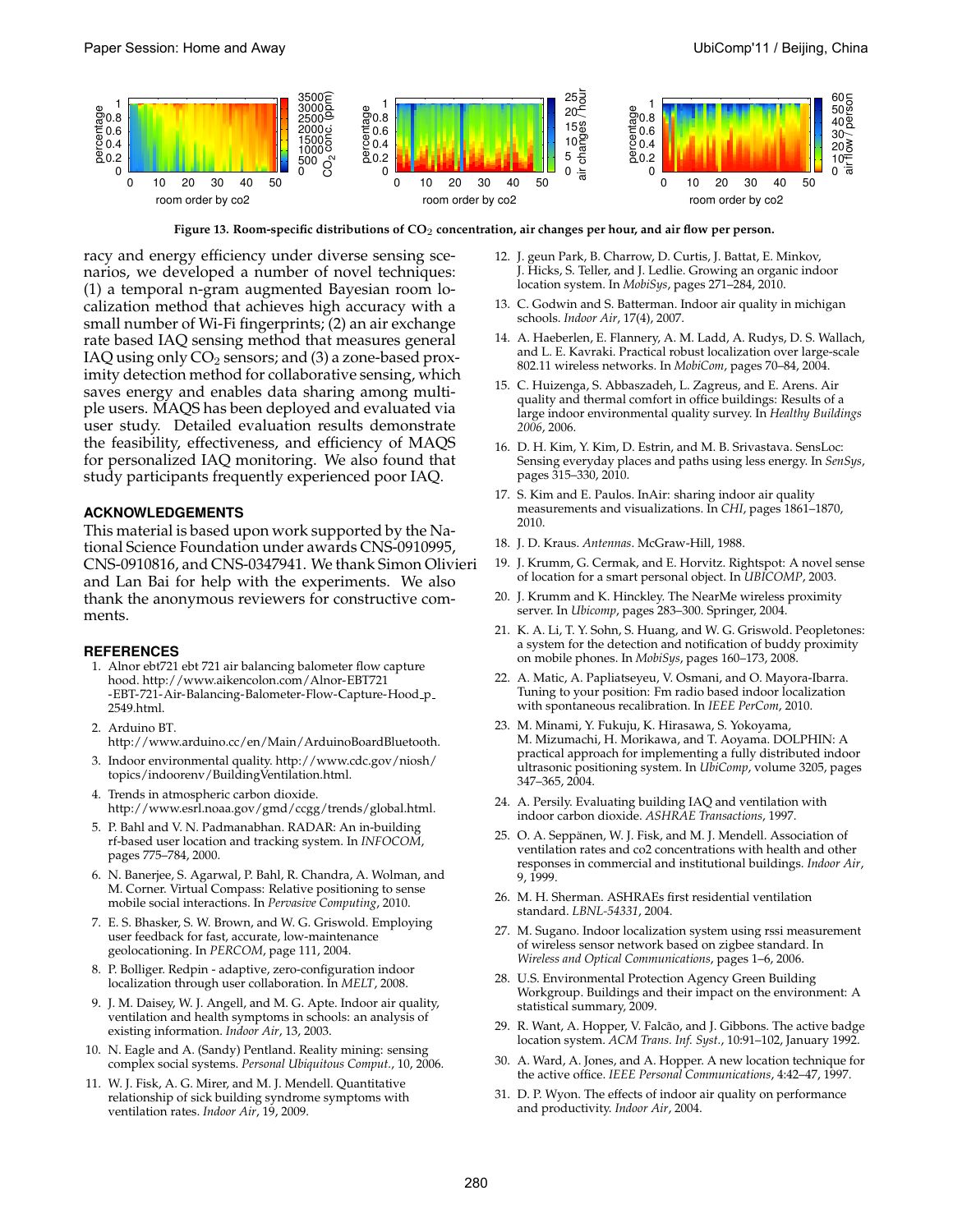percentage
1
0.8
0.6
0.4
0.2
0
0 10 20 30 40 50
room order by co2
3500
3000
2500
2000
1500
1000
500
0
$CO_2$ conc. (ppm)

percentage
1
0.8
0.6
0.4
0.2
0
0 10 20 30 40 50
room order by co2
25
20
15
10
5
0
air changes / hour

percentage
1
0.8
0.6
0.4
0.2
0
0 10 20 30 40 50
room order by co2
60
50
40
30
20
10
0
air flow / person

**Figure 13. Room-specific distributions of $CO_2$ concentration, air changes per hour, and air flow per person.**

racy and energy efficiency under diverse sensing scenarios, we developed a number of novel techniques: (1) a temporal n-gram augmented Bayesian room localization method that achieves high accuracy with a small number of Wi-Fi fingerprints; (2) an air exchange rate based IAQ sensing method that measures general IAQ using only $CO_2$ sensors; and (3) a zone-based proximity detection method for collaborative sensing, which saves energy and enables data sharing among multiple users. MAQS has been deployed and evaluated via user study. Detailed evaluation results demonstrate the feasibility, effectiveness, and efficiency of MAQS for personalized IAQ monitoring. We also found that study participants frequently experienced poor IAQ.

## ACKNOWLEDGEMENTS

This material is based upon work supported by the National Science Foundation under awards CNS-0910995, CNS-0910816, and CNS-0347941. We thank Simon Olivieri and Lan Bai for help with the experiments. We also thank the anonymous reviewers for constructive comments.

## REFERENCES

1. Alnor ebt721 ebt 721 air balancing balometer flow capture hood. http://www.aikencolon.com/Alnor-EBT721-EBT-721-Air-Balancing-Balometer-Flow-Capture-Hood_p_2549.html.
2. Arduino BT. http://www.arduino.cc/en/Main/ArduinoBoardBluetooth.
3. Indoor environmental quality. http://www.cdc.gov/niosh/topics/indoorenv/BuildingVentilation.html.
4. Trends in atmospheric carbon dioxide. http://www.esrl.noaa.gov/gmd/ccgg/trends/global.html.
5. P. Bahl and V. N. Padmanabhan. RADAR: An in-building rf-based user location and tracking system. In *INFOCOM*, pages 775–784, 2000.
6. N. Banerjee, S. Agarwal, P. Bahl, R. Chandra, A. Wolman, and M. Corner. Virtual Compass: Relative positioning to sense mobile social interactions. In *Pervasive Computing*, 2010.
7. E. S. Bhasker, S. W. Brown, and W. G. Griswold. Employing user feedback for fast, accurate, low-maintenance geolocationing. In *PERCOM*, page 111, 2004.
8. P. Bolliger. Redpin - adaptive, zero-configuration indoor localization through user collaboration. In *MELT*, 2008.
9. J. M. Daisey, W. J. Angell, and M. G. Apte. Indoor air quality, ventilation and health symptoms in schools: an analysis of existing information. *Indoor Air*, 13, 2003.
10. N. Eagle and A. (Sandy) Pentland. Reality mining: sensing complex social systems. *Personal Ubiquitous Comput.*, 10, 2006.
11. W. J. Fisk, A. G. Mirer, and M. J. Mendell. Quantitative relationship of sick building syndrome symptoms with ventilation rates. *Indoor Air*, 19, 2009.
12. J. geun Park, B. Charrow, D. Curtis, J. Battat, E. Minkov, J. Hicks, S. Teller, and J. Ledlie. Growing an organic indoor location system. In *MobiSys*, pages 271–284, 2010.
13. C. Godwin and S. Batterman. Indoor air quality in michigan schools. *Indoor Air*, 17(4), 2007.
14. A. Haeberlen, E. Flannery, A. M. Ladd, A. Rudys, D. S. Wallach, and L. E. Kavraki. Practical robust localization over large-scale 802.11 wireless networks. In *MobiCom*, pages 70–84, 2004.
15. C. Huizenga, S. Abbaszadeh, L. Zagreus, and E. Arens. Air quality and thermal comfort in office buildings: Results of a large indoor environmental quality survey. In *Healthy Buildings 2006*, 2006.
16. D. H. Kim, Y. Kim, D. Estrin, and M. B. Srivastava. SensLoc: Sensing everyday places and paths using less energy. In *SenSys*, pages 315–330, 2010.
17. S. Kim and E. Paulos. InAir: sharing indoor air quality measurements and visualizations. In *CHI*, pages 1861–1870, 2010.
18. J. D. Kraus. *Antennas*. McGraw-Hill, 1988.
19. J. Krumm, G. Cermak, and E. Horvitz. Rightspot: A novel sense of location for a smart personal object. In *UBICOMP*, 2003.
20. J. Krumm and K. Hinckley. The NearMe wireless proximity server. In *Ubicomp*, pages 283–300. Springer, 2004.
21. K. A. Li, T. Y. Sohn, S. Huang, and W. G. Griswold. Peopletones: a system for the detection and notification of buddy proximity on mobile phones. In *MobiSys*, pages 160–173, 2008.
22. A. Matic, A. Papliatseyeu, V. Osmani, and O. Mayora-Ibarra. Tuning to your position: Fm radio based indoor localization with spontaneous recalibration. In *IEEE PerCom*, 2010.
23. M. Minami, Y. Fukuju, K. Hirasawa, S. Yokoyama, M. Mizumachi, H. Morikawa, and T. Aoyama. DOLPHIN: A practical approach for implementing a fully distributed indoor ultrasonic positioning system. In *UbiComp*, volume 3205, pages 347–365, 2004.
24. A. Persily. Evaluating building IAQ and ventilation with indoor carbon dioxide. *ASHRAE Transactions*, 1997.
25. O. A. Seppänen, W. J. Fisk, and M. J. Mendell. Association of ventilation rates and co2 concentrations with health and other responses in commercial and institutional buildings. *Indoor Air*, 9, 1999.
26. M. H. Sherman. ASHRAEs first residential ventilation standard. *LBNL-54331*, 2004.
27. M. Sugano. Indoor localization system using rssi measurement of wireless sensor network based on zigbee standard. In *Wireless and Optical Communications*, pages 1–6, 2006.
28. U.S. Environmental Protection Agency Green Building Workgroup. Buildings and their impact on the environment: A statistical summary, 2009.
29. R. Want, A. Hopper, V. Falcão, and J. Gibbons. The active badge location system. *ACM Trans. Inf. Syst.*, 10:91–102, January 1992.
30. A. Ward, A. Jones, and A. Hopper. A new location technique for the active office. *IEEE Personal Communications*, 4:42–47, 1997.
31. D. P. Wyon. The effects of indoor air quality on performance and productivity. *Indoor Air*, 2004.